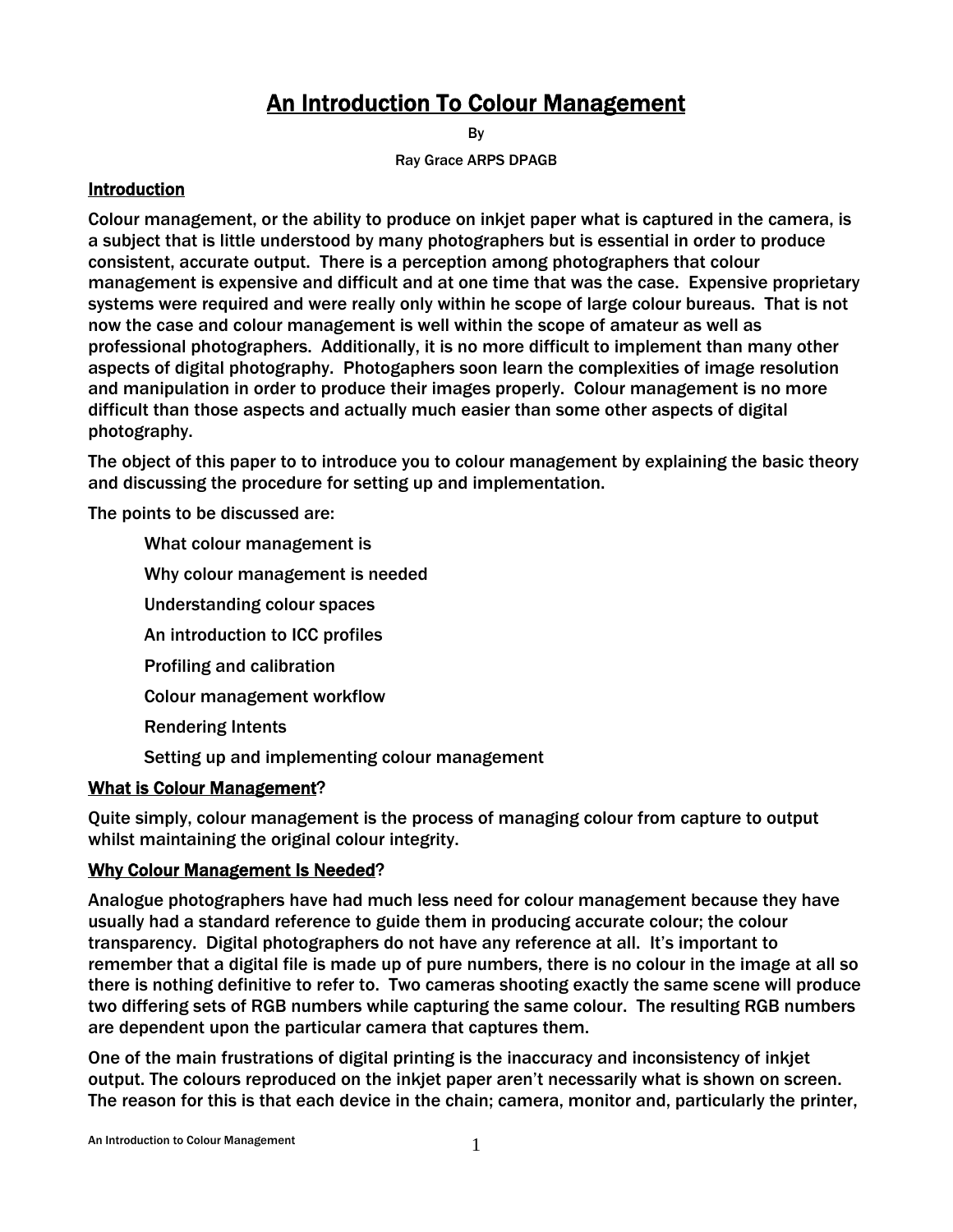# An Introduction To Colour Management

By

Ray Grace ARPS DPAGB

## Introduction

Colour management, or the ability to produce on inkjet paper what is captured in the camera, is a subject that is little understood by many photographers but is essential in order to produce consistent, accurate output. There is a perception among photographers that colour management is expensive and difficult and at one time that was the case. Expensive proprietary systems were required and were really only within he scope of large colour bureaus. That is not now the case and colour management is well within the scope of amateur as well as professional photographers. Additionally, it is no more difficult to implement than many other aspects of digital photography. Photogaphers soon learn the complexities of image resolution and manipulation in order to produce their images properly. Colour management is no more difficult than those aspects and actually much easier than some other aspects of digital photography.

The object of this paper to to introduce you to colour management by explaining the basic theory and discussing the procedure for setting up and implementation.

The points to be discussed are:

- What colour management is
- Why colour management is needed
- Understanding colour spaces
- An introduction to ICC profiles
- Profiling and calibration
- Colour management workflow
- Rendering Intents
- Setting up and implementing colour management

## What is Colour Management?

Quite simply, colour management is the process of managing colour from capture to output whilst maintaining the original colour integrity.

## Why Colour Management Is Needed?

Analogue photographers have had much less need for colour management because they have usually had a standard reference to guide them in producing accurate colour; the colour transparency. Digital photographers do not have any reference at all. It's important to remember that a digital file is made up of pure numbers, there is no colour in the image at all so there is nothing definitive to refer to. Two cameras shooting exactly the same scene will produce two differing sets of RGB numbers while capturing the same colour. The resulting RGB numbers are dependent upon the particular camera that captures them.

One of the main frustrations of digital printing is the inaccuracy and inconsistency of inkjet output. The colours reproduced on the inkjet paper aren't necessarily what is shown on screen. The reason for this is that each device in the chain; camera, monitor and, particularly the printer,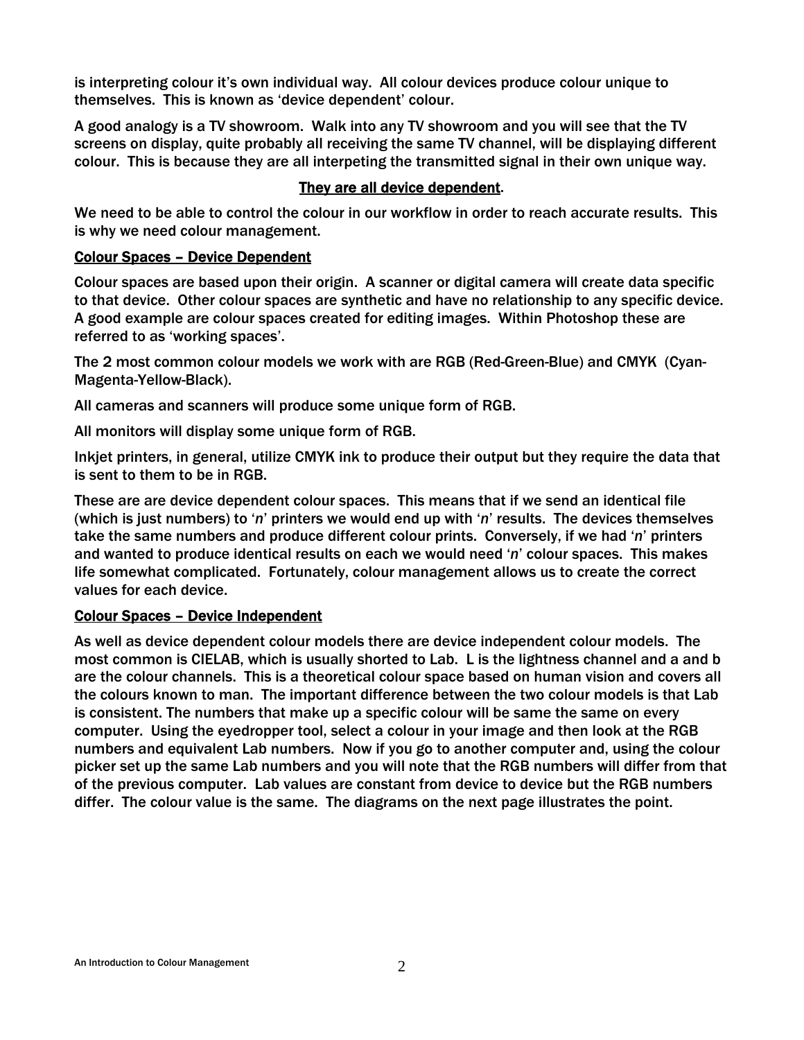is interpreting colour it's own individual way. All colour devices produce colour unique to themselves. This is known as 'device dependent' colour.

A good analogy is a TV showroom. Walk into any TV showroom and you will see that the TV screens on display, quite probably all receiving the same TV channel, will be displaying different colour. This is because they are all interpeting the transmitted signal in their own unique way.

<u>**They are all device dependent**</u>.

We need to be able to control the colour in our workflow in order to reach accurate results. This is why we need colour management.

## <u>Colour Spaces – Device Dependent</u>

Colour spaces are based upon their origin. A scanner or digital camera will create data specific to that device. Other colour spaces are synthetic and have no relationship to any specific device. A good example are colour spaces created for editing images. Within Photoshop these are referred to as 'working spaces'.

The 2 most common colour models we work with are RGB (Red-Green-Blue) and CMYK (Cyan-Magenta-Yellow-Black).

All cameras and scanners will produce some unique form of RGB.

All monitors will display some unique form of RGB.

Inkjet printers, in general, utilize CMYK ink to produce their output but they require the data that is sent to them to be in RGB.

These are are device dependent colour spaces. This means that if we send an identical file (which is just numbers) to '*n*' printers we would end up with '*n*' results. The devices themselves take the same numbers and produce different colour prints. Conversely, if we had '*n*' printers and wanted to produce identical results on each we would need '*n*' colour spaces. This makes life somewhat complicated. Fortunately, colour management allows us to create the correct values for each device.

## <u>Colour Spaces – Device Independent</u>

As well as device dependent colour models there are device independent colour models. The most common is CIELAB, which is usually shorted to Lab. L is the lightness channel and a and b are the colour channels. This is a theoretical colour space based on human vision and covers all the colours known to man. The important difference between the two colour models is that Lab is consistent. The numbers that make up a specific colour will be same the same on every computer. Using the eyedropper tool, select a colour in your image and then look at the RGB numbers and equivalent Lab numbers. Now if you go to another computer and, using the colour picker set up the same Lab numbers and you will note that the RGB numbers will differ from that of the previous computer. Lab values are constant from device to device but the RGB numbers differ. The colour value is the same. The diagrams on the next page illustrates the point.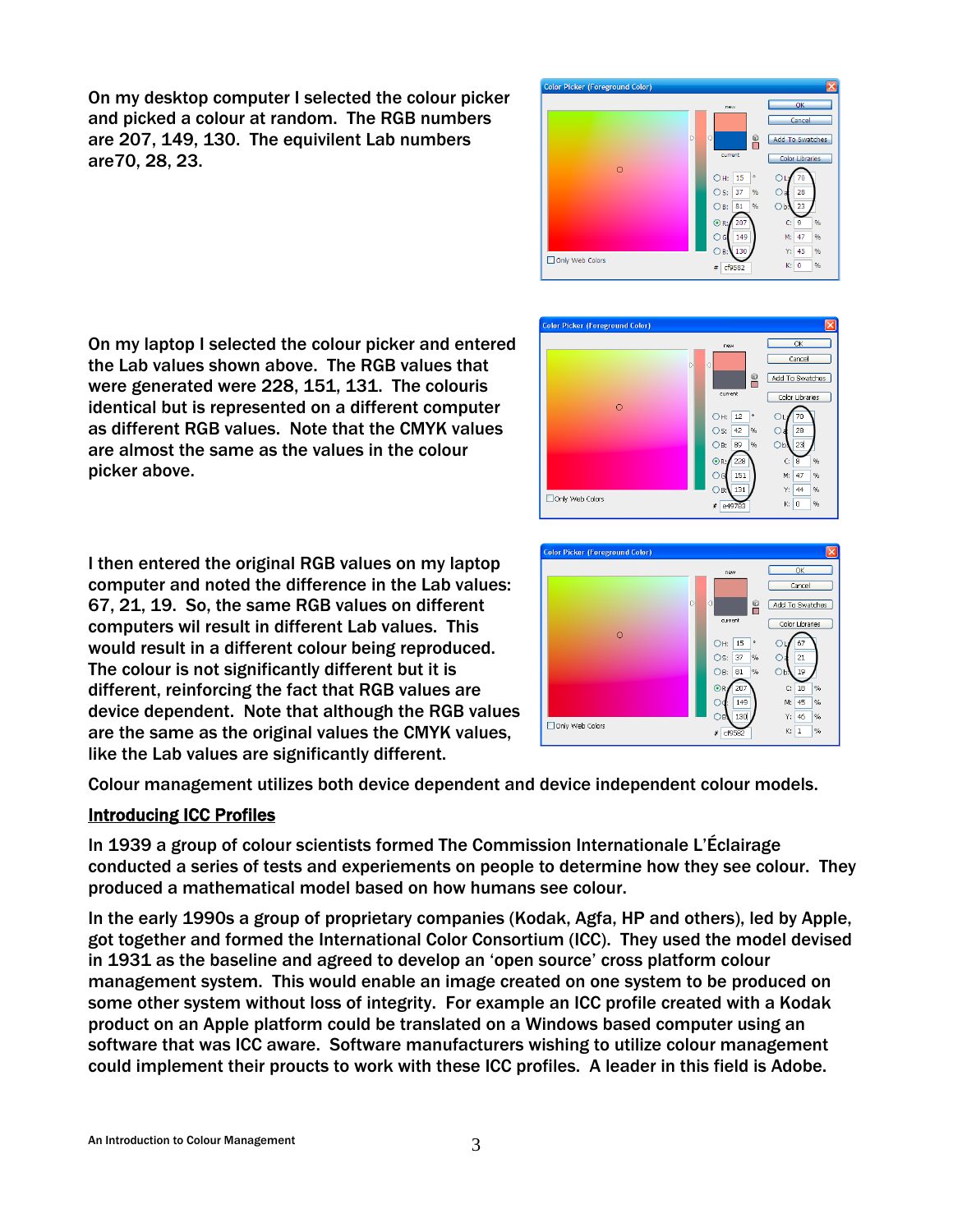On my desktop computer I selected the colour picker and picked a colour at random. The RGB numbers are 207, 149, 130. The equivilent Lab numbers are70, 28, 23.

On my laptop I selected the colour picker and entered the Lab values shown above. The RGB values that were generated were 228, 151, 131. The colouris identical but is represented on a different computer as different RGB values. Note that the CMYK values are almost the same as the values in the colour picker above.

I then entered the original RGB values on my laptop computer and noted the difference in the Lab values: 67, 21, 19. So, the same RGB values on different computers wil result in different Lab values. This would result in a different colour being reproduced. The colour is not significantly different but it is different, reinforcing the fact that RGB values are device dependent. Note that although the RGB values are the same as the original values the CMYK values, like the Lab values are significantly different.

Colour management utilizes both device dependent and device independent colour models.

**Introducing ICC Profiles**

In 1939 a group of colour scientists formed The Commission Internationale L'Éclairage conducted a series of tests and experiements on people to determine how they see colour. They produced a mathematical model based on how humans see colour.

In the early 1990s a group of proprietary companies (Kodak, Agfa, HP and others), led by Apple, got together and formed the International Color Consortium (ICC). They used the model devised in 1931 as the baseline and agreed to develop an 'open source' cross platform colour management system. This would enable an image created on one system to be produced on some other system without loss of integrity. For example an ICC profile created with a Kodak product on an Apple platform could be translated on a Windows based computer using an software that was ICC aware. Software manufacturers wishing to utilize colour management could implement their proucts to work with these ICC profiles. A leader in this field is Adobe.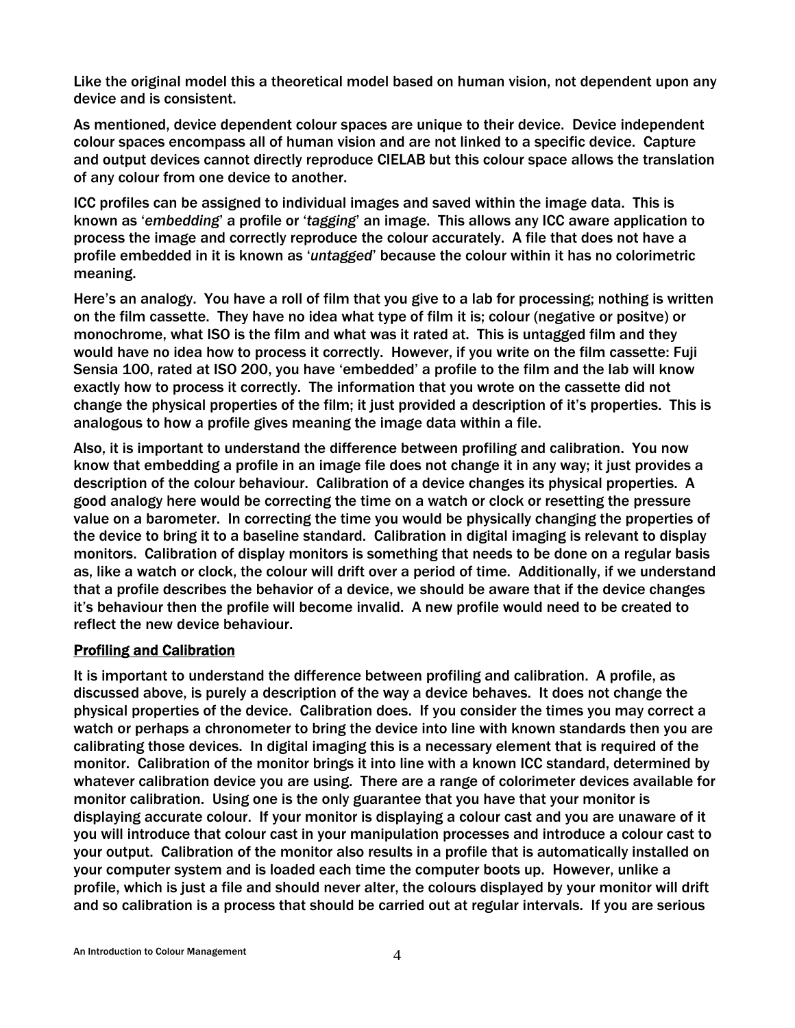Like the original model this a theoretical model based on human vision, not dependent upon any device and is consistent.

As mentioned, device dependent colour spaces are unique to their device. Device independent colour spaces encompass all of human vision and are not linked to a specific device. Capture and output devices cannot directly reproduce CIELAB but this colour space allows the translation of any colour from one device to another.

ICC profiles can be assigned to individual images and saved within the image data. This is known as '*embedding*' a profile or '*tagging*' an image. This allows any ICC aware application to process the image and correctly reproduce the colour accurately. A file that does not have a profile embedded in it is known as '*untagged*' because the colour within it has no colorimetric meaning.

Here's an analogy. You have a roll of film that you give to a lab for processing; nothing is written on the film cassette. They have no idea what type of film it is; colour (negative or positve) or monochrome, what ISO is the film and what was it rated at. This is untagged film and they would have no idea how to process it correctly. However, if you write on the film cassette: Fuji Sensia 100, rated at ISO 200, you have 'embedded' a profile to the film and the lab will know exactly how to process it correctly. The information that you wrote on the cassette did not change the physical properties of the film; it just provided a description of it's properties. This is analogous to how a profile gives meaning the image data within a file.

Also, it is important to understand the difference between profiling and calibration. You now know that embedding a profile in an image file does not change it in any way; it just provides a description of the colour behaviour. Calibration of a device changes its physical properties. A good analogy here would be correcting the time on a watch or clock or resetting the pressure value on a barometer. In correcting the time you would be physically changing the properties of the device to bring it to a baseline standard. Calibration in digital imaging is relevant to display monitors. Calibration of display monitors is something that needs to be done on a regular basis as, like a watch or clock, the colour will drift over a period of time. Additionally, if we understand that a profile describes the behavior of a device, we should be aware that if the device changes it's behaviour then the profile will become invalid. A new profile would need to be created to reflect the new device behaviour.

## Profiling and Calibration

It is important to understand the difference between profiling and calibration. A profile, as discussed above, is purely a description of the way a device behaves. It does not change the physical properties of the device. Calibration does. If you consider the times you may correct a watch or perhaps a chronometer to bring the device into line with known standards then you are calibrating those devices. In digital imaging this is a necessary element that is required of the monitor. Calibration of the monitor brings it into line with a known ICC standard, determined by whatever calibration device you are using. There are a range of colorimeter devices available for monitor calibration. Using one is the only guarantee that you have that your monitor is displaying accurate colour. If your monitor is displaying a colour cast and you are unaware of it you will introduce that colour cast in your manipulation processes and introduce a colour cast to your output. Calibration of the monitor also results in a profile that is automatically installed on your computer system and is loaded each time the computer boots up. However, unlike a profile, which is just a file and should never alter, the colours displayed by your monitor will drift and so calibration is a process that should be carried out at regular intervals. If you are serious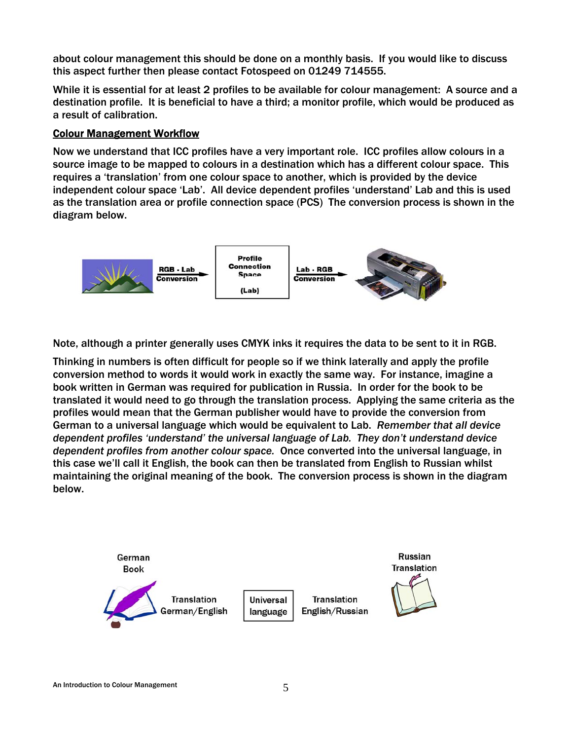about colour management this should be done on a monthly basis. If you would like to discuss this aspect further then please contact Fotospeed on 01249 714555.

While it is essential for at least 2 profiles to be available for colour management: A source and a destination profile. It is beneficial to have a third; a monitor profile, which would be produced as a result of calibration.

## Colour Management Workflow

Now we understand that ICC profiles have a very important role. ICC profiles allow colours in a source image to be mapped to colours in a destination which has a different colour space. This requires a 'translation' from one colour space to another, which is provided by the device independent colour space 'Lab'. All device dependent profiles 'understand' Lab and this is used as the translation area or profile connection space (PCS) The conversion process is shown in the diagram below.

RGB - Lab Conversion → Profile Connection Space (Lab) → Lab - RGB Conversion

Note, although a printer generally uses CMYK inks it requires the data to be sent to it in RGB.

Thinking in numbers is often difficult for people so if we think laterally and apply the profile conversion method to words it would work in exactly the same way. For instance, imagine a book written in German was required for publication in Russia. In order for the book to be translated it would need to go through the translation process. Applying the same criteria as the profiles would mean that the German publisher would have to provide the conversion from German to a universal language which would be equivalent to Lab. *Remember that all device dependent profiles 'understand' the universal language of Lab. They don't understand device dependent profiles from another colour space.* Once converted into the universal language, in this case we'll call it English, the book can then be translated from English to Russian whilst maintaining the original meaning of the book. The conversion process is shown in the diagram below.

German Book → Translation German/English → Universal language → Translation English/Russian → Russian Translation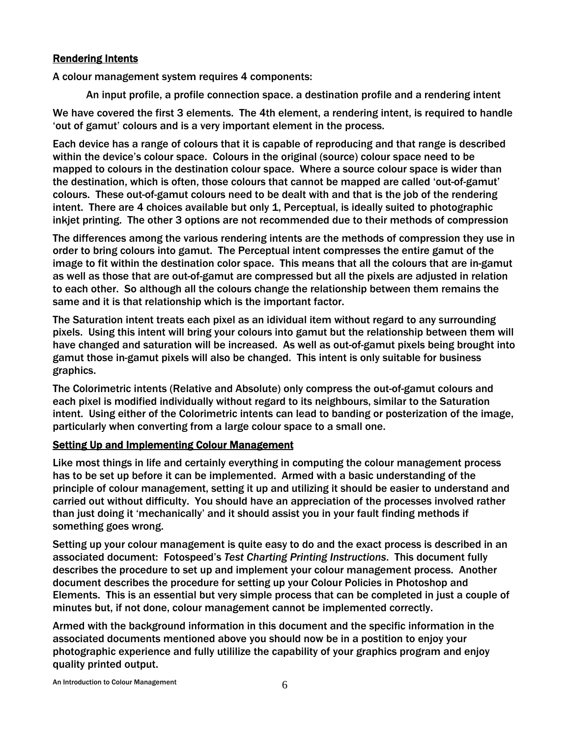## Rendering Intents

A colour management system requires 4 components:

> An input profile, a profile connection space. a destination profile and a rendering intent

We have covered the first 3 elements. The 4th element, a rendering intent, is required to handle 'out of gamut' colours and is a very important element in the process.

Each device has a range of colours that it is capable of reproducing and that range is described within the device's colour space. Colours in the original (source) colour space need to be mapped to colours in the destination colour space. Where a source colour space is wider than the destination, which is often, those colours that cannot be mapped are called 'out-of-gamut' colours. These out-of-gamut colours need to be dealt with and that is the job of the rendering intent. There are 4 choices available but only 1, Perceptual, is ideally suited to photographic inkjet printing. The other 3 options are not recommended due to their methods of compression

The differences among the various rendering intents are the methods of compression they use in order to bring colours into gamut. The Perceptual intent compresses the entire gamut of the image to fit within the destination color space. This means that all the colours that are in-gamut as well as those that are out-of-gamut are compressed but all the pixels are adjusted in relation to each other. So although all the colours change the relationship between them remains the same and it is that relationship which is the important factor.

The Saturation intent treats each pixel as an idividual item without regard to any surrounding pixels. Using this intent will bring your colours into gamut but the relationship between them will have changed and saturation will be increased. As well as out-of-gamut pixels being brought into gamut those in-gamut pixels will also be changed. This intent is only suitable for business graphics.

The Colorimetric intents (Relative and Absolute) only compress the out-of-gamut colours and each pixel is modified individually without regard to its neighbours, similar to the Saturation intent. Using either of the Colorimetric intents can lead to banding or posterization of the image, particularly when converting from a large colour space to a small one.

## Setting Up and Implementing Colour Management

Like most things in life and certainly everything in computing the colour management process has to be set up before it can be implemented. Armed with a basic understanding of the principle of colour management, setting it up and utilizing it should be easier to understand and carried out without difficulty. You should have an appreciation of the processes involved rather than just doing it 'mechanically' and it should assist you in your fault finding methods if something goes wrong.

Setting up your colour management is quite easy to do and the exact process is described in an associated document: Fotospeed's *Test Charting Printing Instructions*. This document fully describes the procedure to set up and implement your colour management process. Another document describes the procedure for setting up your Colour Policies in Photoshop and Elements. This is an essential but very simple process that can be completed in just a couple of minutes but, if not done, colour management cannot be implemented correctly.

Armed with the background information in this document and the specific information in the associated documents mentioned above you should now be in a postition to enjoy your photographic experience and fully utililize the capability of your graphics program and enjoy quality printed output.